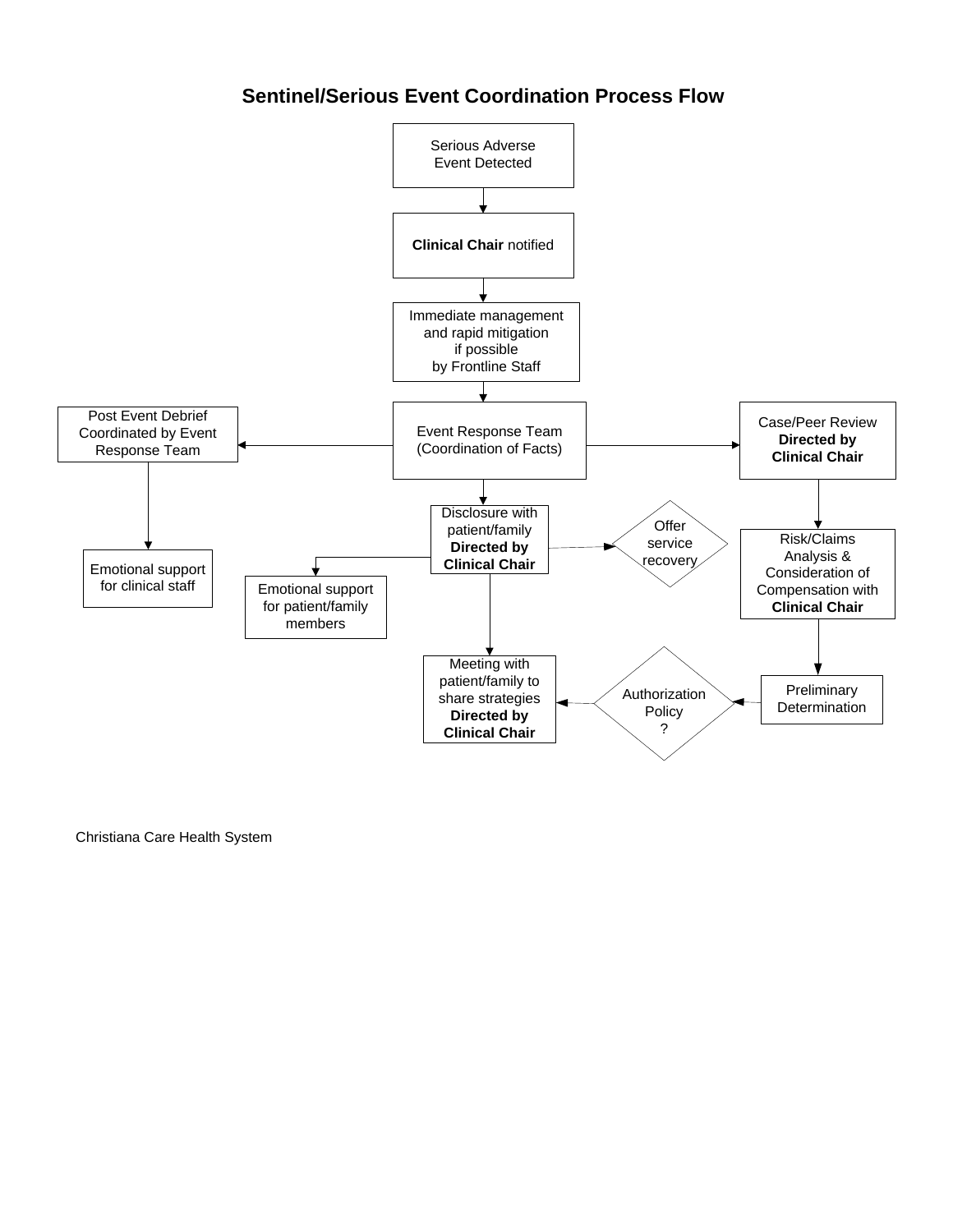# Sentinel/Serious Event Coordination Process Flow

Serious Adverse Event Detected

**Clinical Chair** notified

Immediate management and rapid mitigation if possible by Frontline Staff

Event Response Team (Coordination of Facts)

Post Event Debrief Coordinated by Event Response Team

Emotional support for clinical staff

Case/Peer Review **Directed by Clinical Chair**

Risk/Claims Analysis & Consideration of Compensation with **Clinical Chair**

Preliminary Determination

Authorization Policy ?

Disclosure with patient/family **Directed by Clinical Chair**

Offer service recovery

Emotional support for patient/family members

Meeting with patient/family to share strategies **Directed by Clinical Chair**

Christiana Care Health System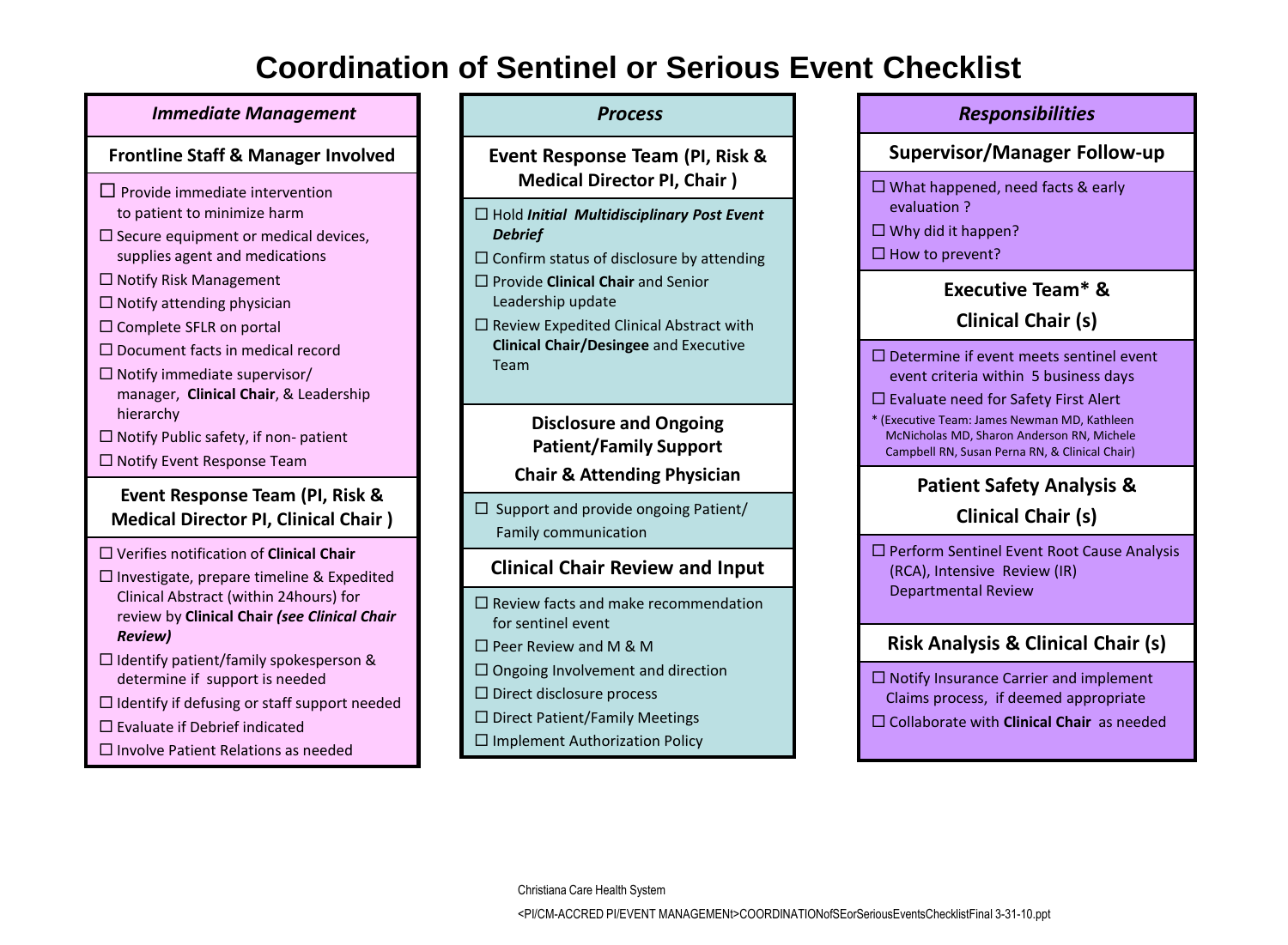# Coordination of Sentinel or Serious Event Checklist

## *Immediate Management*

### Frontline Staff & Manager Involved

- ☐ Provide immediate intervention to patient to minimize harm
- ☐ Secure equipment or medical devices, supplies agent and medications
- ☐ Notify Risk Management
- ☐ Notify attending physician
- ☐ Complete SFLR on portal
- ☐ Document facts in medical record
- ☐ Notify immediate supervisor/ manager, **Clinical Chair**, & Leadership hierarchy
- ☐ Notify Public safety, if non- patient
- ☐ Notify Event Response Team

### Event Response Team (PI, Risk & Medical Director PI, Clinical Chair )

- ☐ Verifies notification of **Clinical Chair**
- ☐ Investigate, prepare timeline & Expedited Clinical Abstract (within 24hours) for review by **Clinical Chair *(see Clinical Chair Review)***
- ☐ Identify patient/family spokesperson & determine if support is needed
- ☐ Identify if defusing or staff support needed
- ☐ Evaluate if Debrief indicated
- ☐ Involve Patient Relations as needed

## *Process*

### Event Response Team (PI, Risk & Medical Director PI, Chair )

- ☐ Hold ***Initial Multidisciplinary Post Event Debrief***
- ☐ Confirm status of disclosure by attending
- ☐ Provide **Clinical Chair** and Senior Leadership update
- ☐ Review Expedited Clinical Abstract with **Clinical Chair/Desingee** and Executive Team

### Disclosure and Ongoing Patient/Family Support Chair & Attending Physician

- ☐ Support and provide ongoing Patient/ Family communication

### Clinical Chair Review and Input

- ☐ Review facts and make recommendation for sentinel event
- ☐ Peer Review and M & M
- ☐ Ongoing Involvement and direction
- ☐ Direct disclosure process
- ☐ Direct Patient/Family Meetings
- ☐ Implement Authorization Policy

## *Responsibilities*

### Supervisor/Manager Follow-up

- ☐ What happened, need facts & early evaluation ?
- ☐ Why did it happen?
- ☐ How to prevent?

### Executive Team* & Clinical Chair (s)

- ☐ Determine if event meets sentinel event event criteria within 5 business days
- ☐ Evaluate need for Safety First Alert

\* (Executive Team: James Newman MD, Kathleen McNicholas MD, Sharon Anderson RN, Michele Campbell RN, Susan Perna RN, & Clinical Chair)

### Patient Safety Analysis & Clinical Chair (s)

- ☐ Perform Sentinel Event Root Cause Analysis (RCA), Intensive Review (IR) Departmental Review

### Risk Analysis & Clinical Chair (s)

- ☐ Notify Insurance Carrier and implement Claims process, if deemed appropriate
- ☐ Collaborate with **Clinical Chair** as needed

Christiana Care Health System

<PI/CM-ACCRED PI/EVENT MANAGEMENt>COORDINATIONofSEorSeriousEventsChecklistFinal 3-31-10.ppt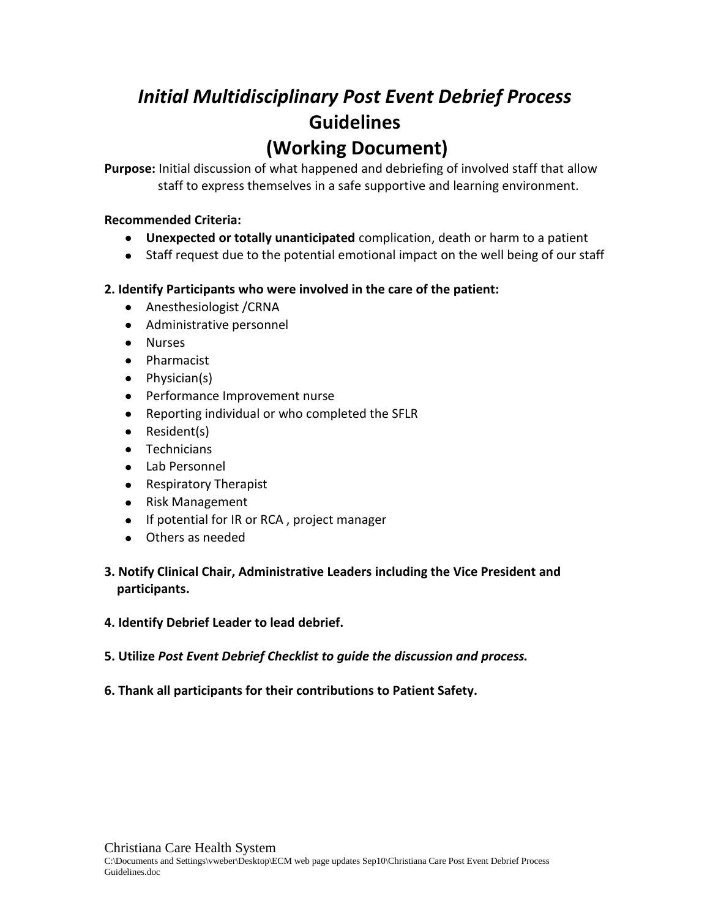# *Initial Multidisciplinary Post Event Debrief Process*
# Guidelines
# (Working Document)

**Purpose:** Initial discussion of what happened and debriefing of involved staff that allow staff to express themselves in a safe supportive and learning environment.

**Recommended Criteria:**

- **Unexpected or totally unanticipated** complication, death or harm to a patient
- Staff request due to the potential emotional impact on the well being of our staff

**2. Identify Participants who were involved in the care of the patient:**

- Anesthesiologist /CRNA
- Administrative personnel
- Nurses
- Pharmacist
- Physician(s)
- Performance Improvement nurse
- Reporting individual or who completed the SFLR
- Resident(s)
- Technicians
- Lab Personnel
- Respiratory Therapist
- Risk Management
- If potential for IR or RCA , project manager
- Others as needed

**3. Notify Clinical Chair, Administrative Leaders including the Vice President and participants.**

**4. Identify Debrief Leader to lead debrief.**

**5. Utilize *Post Event Debrief Checklist to guide the discussion and process.***

**6. Thank all participants for their contributions to Patient Safety.**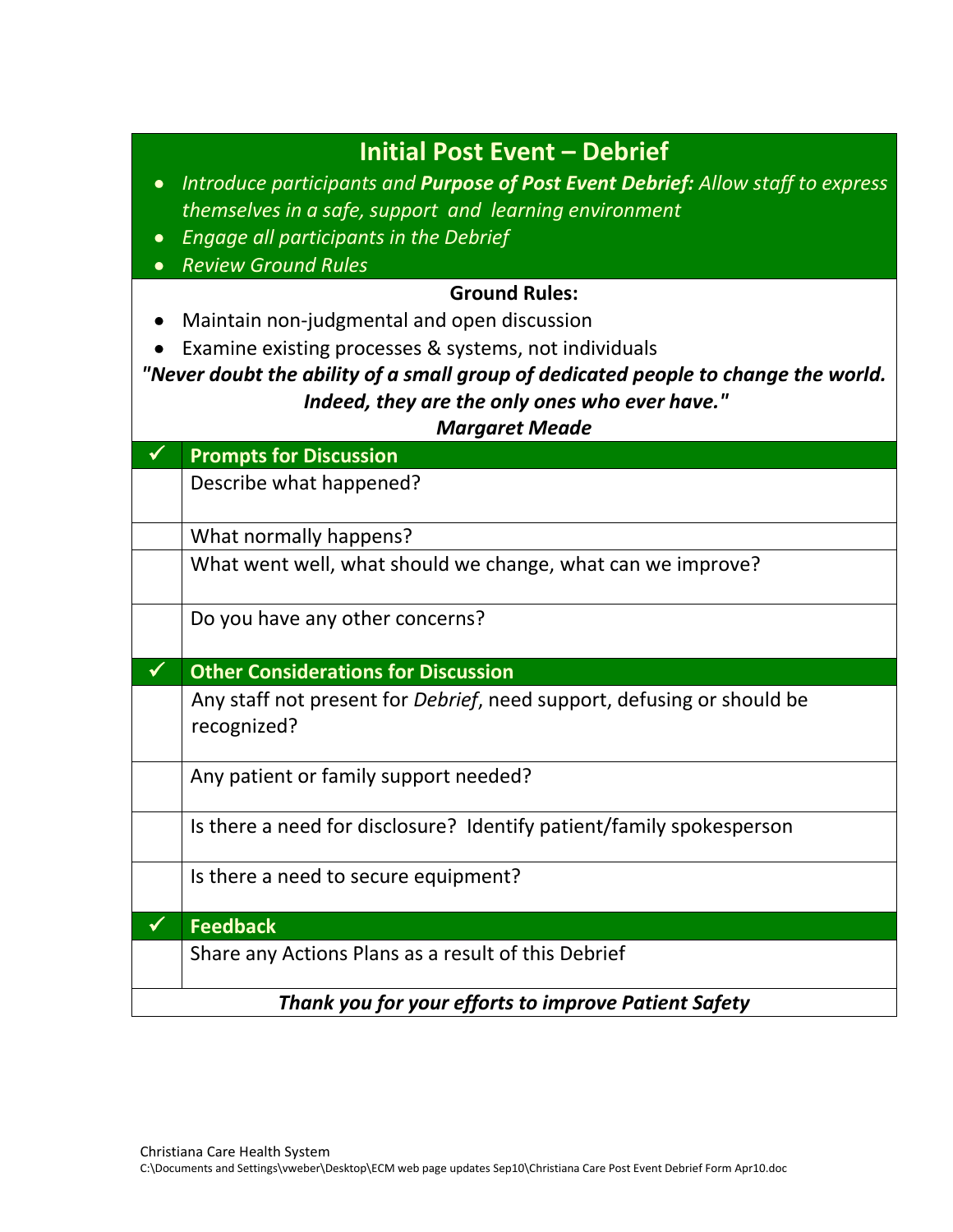# Initial Post Event – Debrief

- *Introduce participants and **Purpose of Post Event Debrief:** Allow staff to express themselves in a safe, support and learning environment*
- *Engage all participants in the Debrief*
- *Review Ground Rules*

**Ground Rules:**

- Maintain non-judgmental and open discussion
- Examine existing processes & systems, not individuals

***"Never doubt the ability of a small group of dedicated people to change the world. Indeed, they are the only ones who ever have."***

***Margaret Meade***

| ✓ | Prompts for Discussion |
|---|---|
| | Describe what happened? |
| | What normally happens? |
| | What went well, what should we change, what can we improve? |
| | Do you have any other concerns? |
| ✓ | **Other Considerations for Discussion** |
| | Any staff not present for *Debrief*, need support, defusing or should be recognized? |
| | Any patient or family support needed? |
| | Is there a need for disclosure? Identify patient/family spokesperson |
| | Is there a need to secure equipment? |
| ✓ | **Feedback** |
| | Share any Actions Plans as a result of this Debrief |

***Thank you for your efforts to improve Patient Safety***

Christiana Care Health System
C:\Documents and Settings\vweber\Desktop\ECM web page updates Sep10\Christiana Care Post Event Debrief Form Apr10.doc